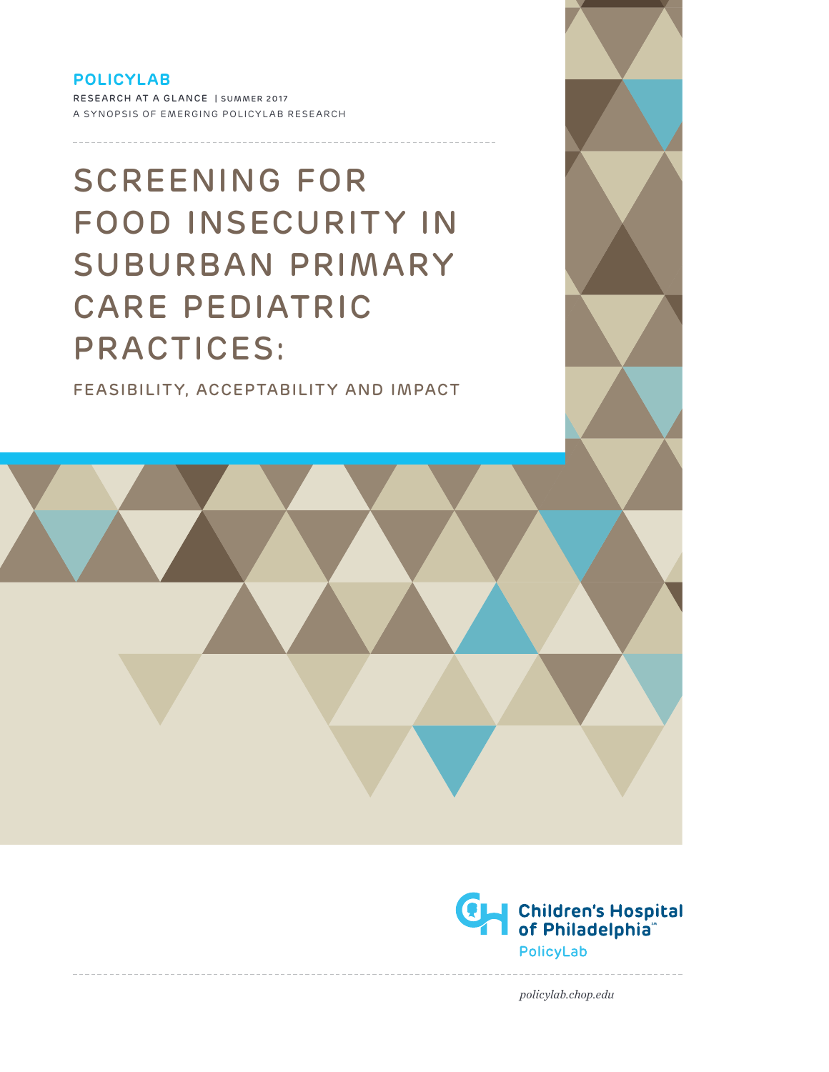**POLICYLAB**

RESEARCH AT A GLANCE | SUMMER 2017

A SYNOPSIS OF EMERGING POLICYLAB RESEARCH

# SCREENING FOR FOOD INSECURITY IN SUBURBAN PRIMARY CARE PEDIATRIC PRACTICES:

## FEASIBILITY, ACCEPTABILITY AND IMPACT

Children's Hospital of Philadelphia

PolicyLab

*policylab.chop.edu*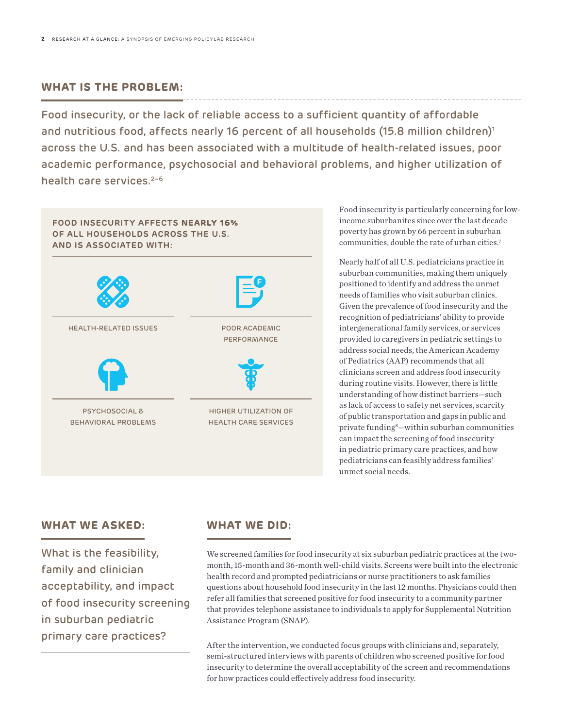## WHAT IS THE PROBLEM:

Food insecurity, or the lack of reliable access to a sufficient quantity of affordable and nutritious food, affects nearly 16 percent of all households (15.8 million children)[1] across the U.S. and has been associated with a multitude of health-related issues, poor academic performance, psychosocial and behavioral problems, and higher utilization of health care services.[2–6]

**FOOD INSECURITY AFFECTS NEARLY 16% OF ALL HOUSEHOLDS ACROSS THE U.S. AND IS ASSOCIATED WITH:**

- HEALTH-RELATED ISSUES
- POOR ACADEMIC PERFORMANCE
- PSYCHOSOCIAL & BEHAVIORAL PROBLEMS
- HIGHER UTILIZATION OF HEALTH CARE SERVICES

Food insecurity is particularly concerning for low-income suburbanites since over the last decade poverty has grown by 66 percent in suburban communities, double the rate of urban cities.[7]

Nearly half of all U.S. pediatricians practice in suburban communities, making them uniquely positioned to identify and address the unmet needs of families who visit suburban clinics. Given the prevalence of food insecurity and the recognition of pediatricians' ability to provide intergenerational family services, or services provided to caregivers in pediatric settings to address social needs, the American Academy of Pediatrics (AAP) recommends that all clinicians screen and address food insecurity during routine visits. However, there is little understanding of how distinct barriers—such as lack of access to safety net services, scarcity of public transportation and gaps in public and private funding[8]—within suburban communities can impact the screening of food insecurity in pediatric primary care practices, and how pediatricians can feasibly address families' unmet social needs.

## WHAT WE ASKED:

What is the feasibility, family and clinician acceptability, and impact of food insecurity screening in suburban pediatric primary care practices?

## WHAT WE DID:

We screened families for food insecurity at six suburban pediatric practices at the two-month, 15-month and 36-month well-child visits. Screens were built into the electronic health record and prompted pediatricians or nurse practitioners to ask families questions about household food insecurity in the last 12 months. Physicians could then refer all families that screened positive for food insecurity to a community partner that provides telephone assistance to individuals to apply for Supplemental Nutrition Assistance Program (SNAP).

After the intervention, we conducted focus groups with clinicians and, separately, semi-structured interviews with parents of children who screened positive for food insecurity to determine the overall acceptability of the screen and recommendations for how practices could effectively address food insecurity.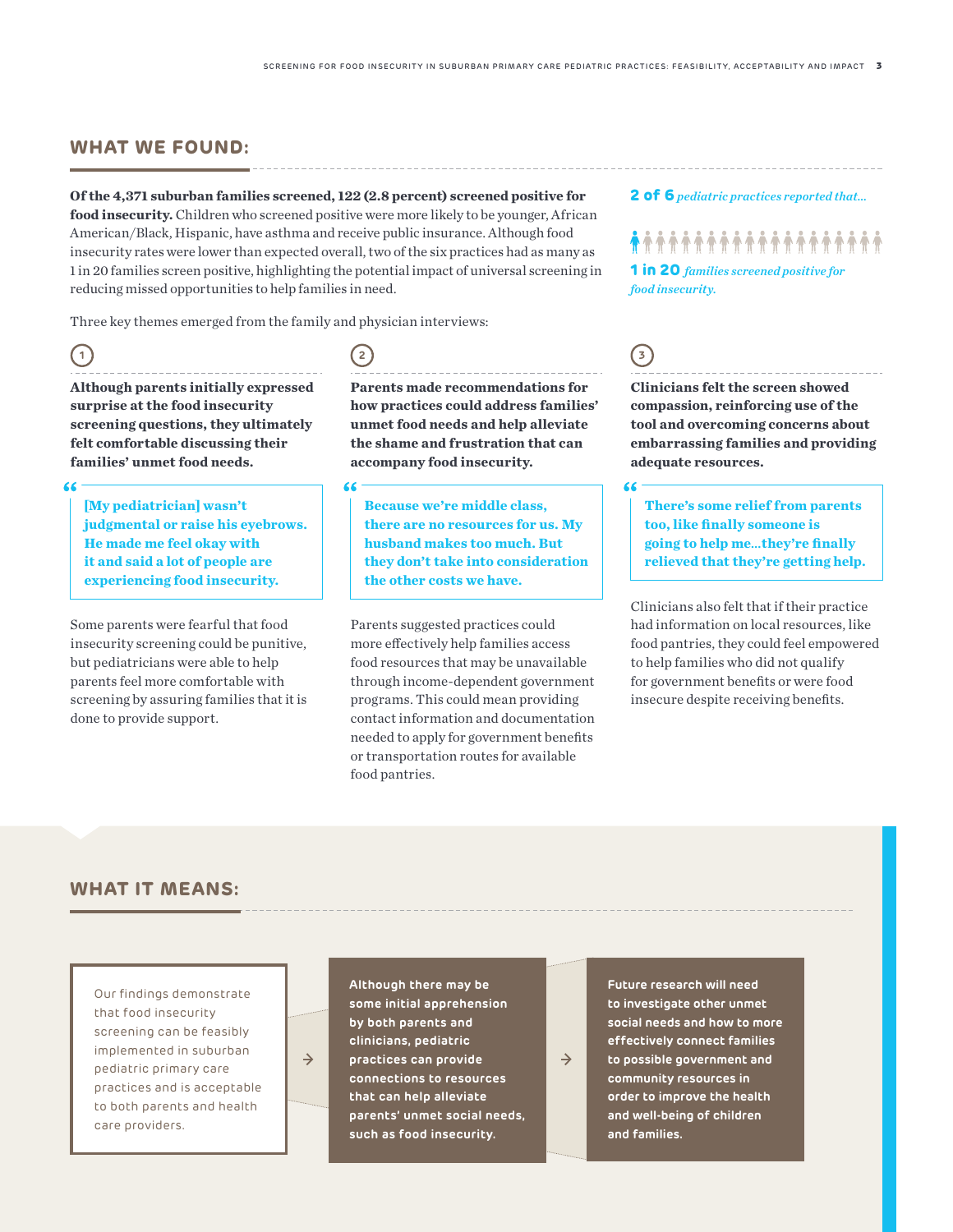## WHAT WE FOUND:

**Of the 4,371 suburban families screened, 122 (2.8 percent) screened positive for food insecurity.** Children who screened positive were more likely to be younger, African American/Black, Hispanic, have asthma and receive public insurance. Although food insecurity rates were lower than expected overall, two of the six practices had as many as 1 in 20 families screen positive, highlighting the potential impact of universal screening in reducing missed opportunities to help families in need.

**2 of 6** *pediatric practices reported that...*

**1 in 20** *families screened positive for food insecurity.*

Three key themes emerged from the family and physician interviews:

1. **Although parents initially expressed surprise at the food insecurity screening questions, they ultimately felt comfortable discussing their families' unmet food needs.**

> "[My pediatrician] wasn't judgmental or raise his eyebrows. He made me feel okay with it and said a lot of people are experiencing food insecurity.

Some parents were fearful that food insecurity screening could be punitive, but pediatricians were able to help parents feel more comfortable with screening by assuring families that it is done to provide support.

2. **Parents made recommendations for how practices could address families' unmet food needs and help alleviate the shame and frustration that can accompany food insecurity.**

> "Because we're middle class, there are no resources for us. My husband makes too much. But they don't take into consideration the other costs we have.

Parents suggested practices could more effectively help families access food resources that may be unavailable through income-dependent government programs. This could mean providing contact information and documentation needed to apply for government benefits or transportation routes for available food pantries.

3. **Clinicians felt the screen showed compassion, reinforcing use of the tool and overcoming concerns about embarrassing families and providing adequate resources.**

> "There's some relief from parents too, like finally someone is going to help me...they're finally relieved that they're getting help.

Clinicians also felt that if their practice had information on local resources, like food pantries, they could feel empowered to help families who did not qualify for government benefits or were food insecure despite receiving benefits.

## WHAT IT MEANS:

Our findings demonstrate that food insecurity screening can be feasibly implemented in suburban pediatric primary care practices and is acceptable to both parents and health care providers.

→ Although there may be some initial apprehension by both parents and clinicians, pediatric practices can provide connections to resources that can help alleviate parents' unmet social needs, such as food insecurity.

→ Future research will need to investigate other unmet social needs and how to more effectively connect families to possible government and community resources in order to improve the health and well-being of children and families.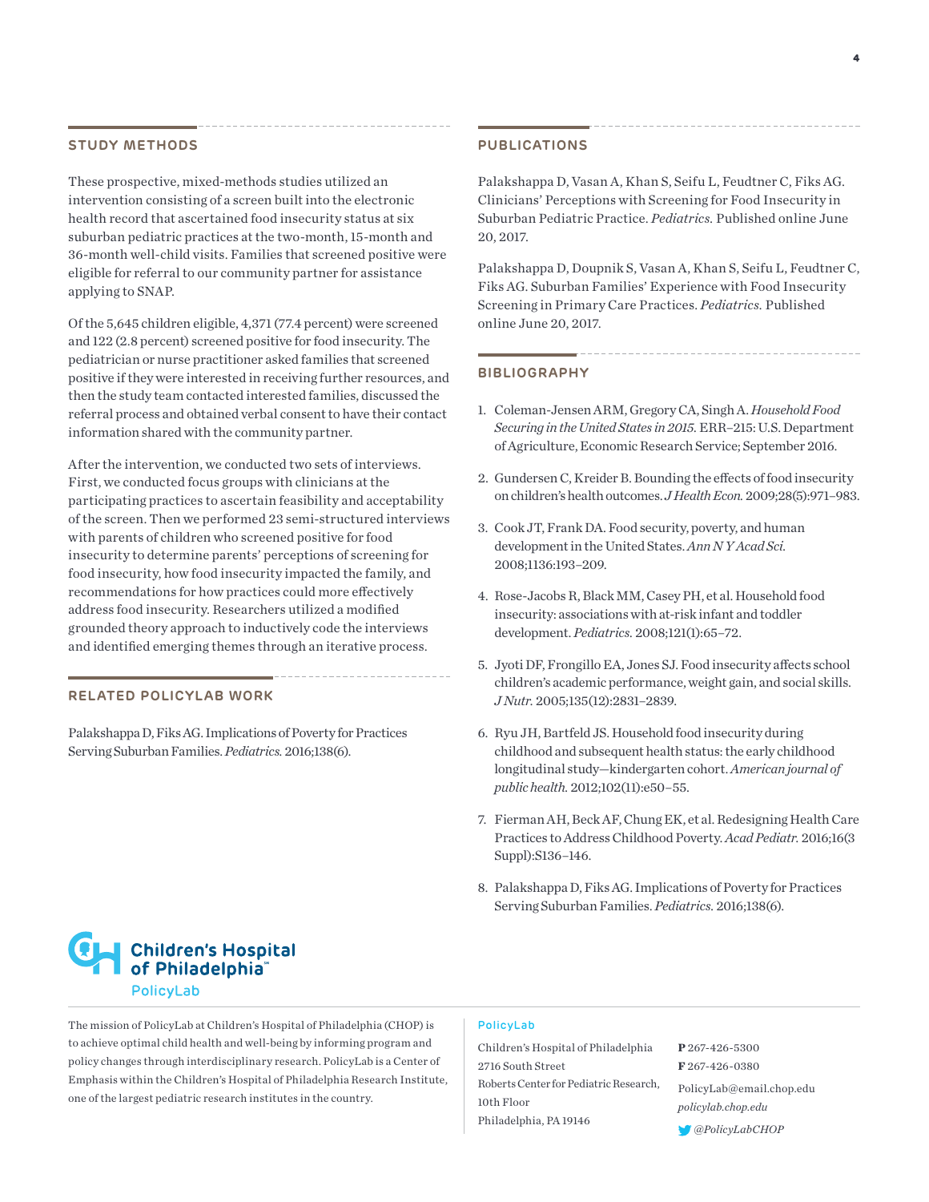## STUDY METHODS

These prospective, mixed-methods studies utilized an intervention consisting of a screen built into the electronic health record that ascertained food insecurity status at six suburban pediatric practices at the two-month, 15-month and 36-month well-child visits. Families that screened positive were eligible for referral to our community partner for assistance applying to SNAP.

Of the 5,645 children eligible, 4,371 (77.4 percent) were screened and 122 (2.8 percent) screened positive for food insecurity. The pediatrician or nurse practitioner asked families that screened positive if they were interested in receiving further resources, and then the study team contacted interested families, discussed the referral process and obtained verbal consent to have their contact information shared with the community partner.

After the intervention, we conducted two sets of interviews. First, we conducted focus groups with clinicians at the participating practices to ascertain feasibility and acceptability of the screen. Then we performed 23 semi-structured interviews with parents of children who screened positive for food insecurity to determine parents' perceptions of screening for food insecurity, how food insecurity impacted the family, and recommendations for how practices could more effectively address food insecurity. Researchers utilized a modified grounded theory approach to inductively code the interviews and identified emerging themes through an iterative process.

## RELATED POLICYLAB WORK

Palakshappa D, Fiks AG. Implications of Poverty for Practices Serving Suburban Families. *Pediatrics.* 2016;138(6).

## PUBLICATIONS

Palakshappa D, Vasan A, Khan S, Seifu L, Feudtner C, Fiks AG. Clinicians' Perceptions with Screening for Food Insecurity in Suburban Pediatric Practice. *Pediatrics.* Published online June 20, 2017.

Palakshappa D, Doupnik S, Vasan A, Khan S, Seifu L, Feudtner C, Fiks AG. Suburban Families' Experience with Food Insecurity Screening in Primary Care Practices. *Pediatrics.* Published online June 20, 2017.

## BIBLIOGRAPHY

1. Coleman-Jensen ARM, Gregory CA, Singh A. *Household Food Securing in the United States in 2015.* ERR–215: U.S. Department of Agriculture, Economic Research Service; September 2016.
2. Gundersen C, Kreider B. Bounding the effects of food insecurity on children's health outcomes. *J Health Econ.* 2009;28(5):971–983.
3. Cook JT, Frank DA. Food security, poverty, and human development in the United States. *Ann N Y Acad Sci.* 2008;1136:193–209.
4. Rose-Jacobs R, Black MM, Casey PH, et al. Household food insecurity: associations with at-risk infant and toddler development. *Pediatrics.* 2008;121(1):65–72.
5. Jyoti DF, Frongillo EA, Jones SJ. Food insecurity affects school children's academic performance, weight gain, and social skills. *J Nutr.* 2005;135(12):2831–2839.
6. Ryu JH, Bartfeld JS. Household food insecurity during childhood and subsequent health status: the early childhood longitudinal study—kindergarten cohort. *American journal of public health.* 2012;102(11):e50–55.
7. Fierman AH, Beck AF, Chung EK, et al. Redesigning Health Care Practices to Address Childhood Poverty. *Acad Pediatr.* 2016;16(3 Suppl):S136–146.
8. Palakshappa D, Fiks AG. Implications of Poverty for Practices Serving Suburban Families. *Pediatrics.* 2016;138(6).

Children's Hospital of Philadelphia
PolicyLab

The mission of PolicyLab at Children's Hospital of Philadelphia (CHOP) is to achieve optimal child health and well-being by informing program and policy changes through interdisciplinary research. PolicyLab is a Center of Emphasis within the Children's Hospital of Philadelphia Research Institute, one of the largest pediatric research institutes in the country.

PolicyLab

Children's Hospital of Philadelphia
2716 South Street
Roberts Center for Pediatric Research, 10th Floor
Philadelphia, PA 19146

**P** 267-426-5300
**F** 267-426-0380
PolicyLab@email.chop.edu
*policylab.chop.edu*
*@PolicyLabCHOP*